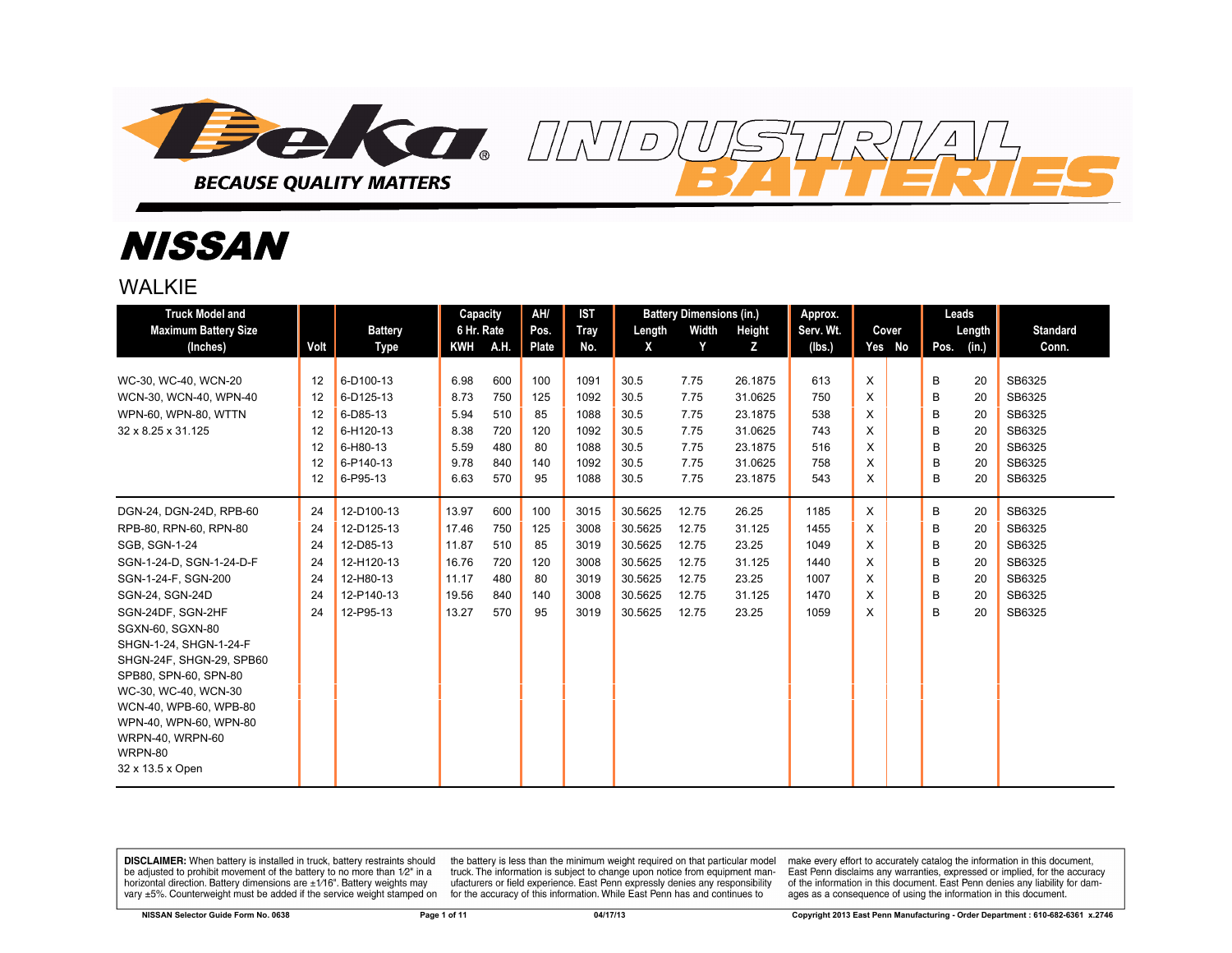# Deka INDUSTRIAL BATTERIES

BECAUSE QUALITY MATTERS

# NISSAN

## WALKIE

| Truck Model and Maximum Battery Size (Inches) | Volt | Battery Type | Capacity 6 Hr. Rate KWH | Capacity 6 Hr. Rate A.H. | AH/ Pos. Plate | IST Tray No. | Battery Dimensions (in.) Length X | Width Y | Height Z | Approx. Serv. Wt. (lbs.) | Cover Yes | Cover No | Leads Pos. | Leads Length (in.) | Standard Conn. |
|---|---|---|---|---|---|---|---|---|---|---|---|---|---|---|---|
| WC-30, WC-40, WCN-20 | 12 | 6-D100-13 | 6.98 | 600 | 100 | 1091 | 30.5 | 7.75 | 26.1875 | 613 | X | | B | 20 | SB6325 |
| WCN-30, WCN-40, WPN-40 | 12 | 6-D125-13 | 8.73 | 750 | 125 | 1092 | 30.5 | 7.75 | 31.0625 | 750 | X | | B | 20 | SB6325 |
| WPN-60, WPN-80, WTTN | 12 | 6-D85-13 | 5.94 | 510 | 85 | 1088 | 30.5 | 7.75 | 23.1875 | 538 | X | | B | 20 | SB6325 |
| 32 x 8.25 x 31.125 | 12 | 6-H120-13 | 8.38 | 720 | 120 | 1092 | 30.5 | 7.75 | 31.0625 | 743 | X | | B | 20 | SB6325 |
| | 12 | 6-H80-13 | 5.59 | 480 | 80 | 1088 | 30.5 | 7.75 | 23.1875 | 516 | X | | B | 20 | SB6325 |
| | 12 | 6-P140-13 | 9.78 | 840 | 140 | 1092 | 30.5 | 7.75 | 31.0625 | 758 | X | | B | 20 | SB6325 |
| | 12 | 6-P95-13 | 6.63 | 570 | 95 | 1088 | 30.5 | 7.75 | 23.1875 | 543 | X | | B | 20 | SB6325 |
| DGN-24, DGN-24D, RPB-60 | 24 | 12-D100-13 | 13.97 | 600 | 100 | 3015 | 30.5625 | 12.75 | 26.25 | 1185 | X | | B | 20 | SB6325 |
| RPB-80, RPN-60, RPN-80 | 24 | 12-D125-13 | 17.46 | 750 | 125 | 3008 | 30.5625 | 12.75 | 31.125 | 1455 | X | | B | 20 | SB6325 |
| SGB, SGN-1-24 | 24 | 12-D85-13 | 11.87 | 510 | 85 | 3019 | 30.5625 | 12.75 | 23.25 | 1049 | X | | B | 20 | SB6325 |
| SGN-1-24-D, SGN-1-24-D-F | 24 | 12-H120-13 | 16.76 | 720 | 120 | 3008 | 30.5625 | 12.75 | 31.125 | 1440 | X | | B | 20 | SB6325 |
| SGN-1-24-F, SGN-200 | 24 | 12-H80-13 | 11.17 | 480 | 80 | 3019 | 30.5625 | 12.75 | 23.25 | 1007 | X | | B | 20 | SB6325 |
| SGN-24, SGN-24D | 24 | 12-P140-13 | 19.56 | 840 | 140 | 3008 | 30.5625 | 12.75 | 31.125 | 1470 | X | | B | 20 | SB6325 |
| SGN-24DF, SGN-2HF | 24 | 12-P95-13 | 13.27 | 570 | 95 | 3019 | 30.5625 | 12.75 | 23.25 | 1059 | X | | B | 20 | SB6325 |
| SGXN-60, SGXN-80 | | | | | | | | | | | | | | | |
| SHGN-1-24, SHGN-1-24-F | | | | | | | | | | | | | | | |
| SHGN-24F, SHGN-29, SPB60 | | | | | | | | | | | | | | | |
| SPB80, SPN-60, SPN-80 | | | | | | | | | | | | | | | |
| WC-30, WC-40, WCN-30 | | | | | | | | | | | | | | | |
| WCN-40, WPB-60, WPB-80 | | | | | | | | | | | | | | | |
| WPN-40, WPN-60, WPN-80 | | | | | | | | | | | | | | | |
| WRPN-40, WRPN-60 | | | | | | | | | | | | | | | |
| WRPN-80 | | | | | | | | | | | | | | | |
| 32 x 13.5 x Open | | | | | | | | | | | | | | | |

**DISCLAIMER:** When battery is installed in truck, battery restraints should be adjusted to prohibit movement of the battery to no more than 1⁄2" in a horizontal direction. Battery dimensions are ±1⁄16". Battery weights may vary ±5%. Counterweight must be added if the service weight stamped on the battery is less than the minimum weight required on that particular model truck. The information is subject to change upon notice from equipment manufacturers or field experience. East Penn expressly denies any responsibility for the accuracy of this information. While East Penn has and continues to make every effort to accurately catalog the information in this document, East Penn disclaims any warranties, expressed or implied, for the accuracy of the information in this document. East Penn denies any liability for damages as a consequence of using the information in this document.

NISSAN Selector Guide Form No. 0638 — 04/17/13 — Copyright 2013 East Penn Manufacturing - Order Department : 610-682-6361 x.2746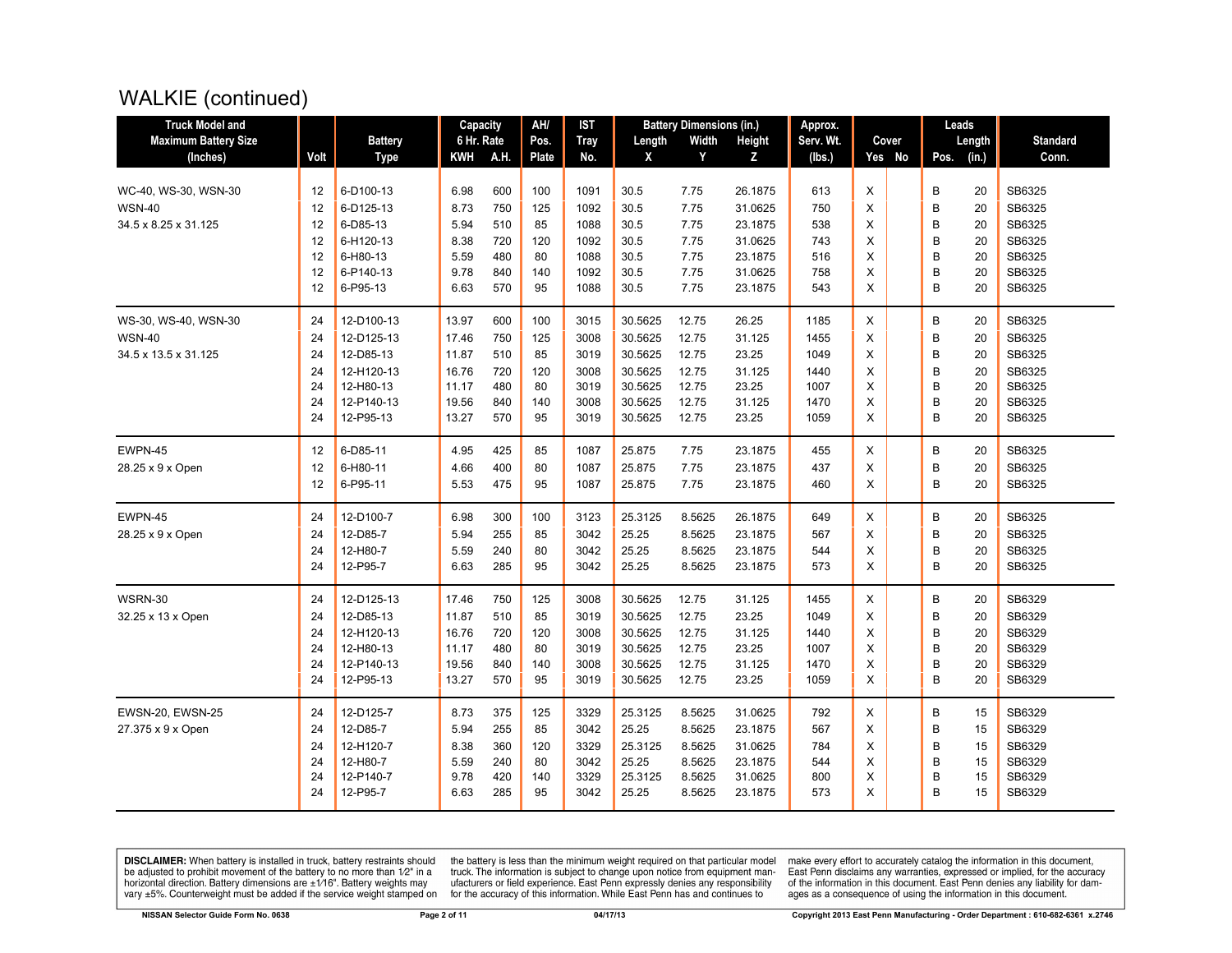# WALKIE (continued)

| Truck Model and Maximum Battery Size (Inches) | Volt | Battery Type | Capacity 6 Hr. Rate | | AH/ Pos. Plate | IST Tray No. | Battery Dimensions (in.) | | | Approx. Serv. Wt. (lbs.) | Cover | | Leads | | Standard Conn. |
|---|---|---|---|---|---|---|---|---|---|---|---|---|---|---|---|
| | | | KWH | A.H. | | | Length X | Width Y | Height Z | | Yes | No | Pos. | Length (in.) | |
| WC-40, WS-30, WSN-30 | 12 | 6-D100-13 | 6.98 | 600 | 100 | 1091 | 30.5 | 7.75 | 26.1875 | 613 | X | | B | 20 | SB6325 |
| WSN-40 | 12 | 6-D125-13 | 8.73 | 750 | 125 | 1092 | 30.5 | 7.75 | 31.0625 | 750 | X | | B | 20 | SB6325 |
| 34.5 x 8.25 x 31.125 | 12 | 6-D85-13 | 5.94 | 510 | 85 | 1088 | 30.5 | 7.75 | 23.1875 | 538 | X | | B | 20 | SB6325 |
| | 12 | 6-H120-13 | 8.38 | 720 | 120 | 1092 | 30.5 | 7.75 | 31.0625 | 743 | X | | B | 20 | SB6325 |
| | 12 | 6-H80-13 | 5.59 | 480 | 80 | 1088 | 30.5 | 7.75 | 23.1875 | 516 | X | | B | 20 | SB6325 |
| | 12 | 6-P140-13 | 9.78 | 840 | 140 | 1092 | 30.5 | 7.75 | 31.0625 | 758 | X | | B | 20 | SB6325 |
| | 12 | 6-P95-13 | 6.63 | 570 | 95 | 1088 | 30.5 | 7.75 | 23.1875 | 543 | X | | B | 20 | SB6325 |
| WS-30, WS-40, WSN-30 | 24 | 12-D100-13 | 13.97 | 600 | 100 | 3015 | 30.5625 | 12.75 | 26.25 | 1185 | X | | B | 20 | SB6325 |
| WSN-40 | 24 | 12-D125-13 | 17.46 | 750 | 125 | 3008 | 30.5625 | 12.75 | 31.125 | 1455 | X | | B | 20 | SB6325 |
| 34.5 x 13.5 x 31.125 | 24 | 12-D85-13 | 11.87 | 510 | 85 | 3019 | 30.5625 | 12.75 | 23.25 | 1049 | X | | B | 20 | SB6325 |
| | 24 | 12-H120-13 | 16.76 | 720 | 120 | 3008 | 30.5625 | 12.75 | 31.125 | 1440 | X | | B | 20 | SB6325 |
| | 24 | 12-H80-13 | 11.17 | 480 | 80 | 3019 | 30.5625 | 12.75 | 23.25 | 1007 | X | | B | 20 | SB6325 |
| | 24 | 12-P140-13 | 19.56 | 840 | 140 | 3008 | 30.5625 | 12.75 | 31.125 | 1470 | X | | B | 20 | SB6325 |
| | 24 | 12-P95-13 | 13.27 | 570 | 95 | 3019 | 30.5625 | 12.75 | 23.25 | 1059 | X | | B | 20 | SB6325 |
| EWPN-45 | 12 | 6-D85-11 | 4.95 | 425 | 85 | 1087 | 25.875 | 7.75 | 23.1875 | 455 | X | | B | 20 | SB6325 |
| 28.25 x 9 x Open | 12 | 6-H80-11 | 4.66 | 400 | 80 | 1087 | 25.875 | 7.75 | 23.1875 | 437 | X | | B | 20 | SB6325 |
| | 12 | 6-P95-11 | 5.53 | 475 | 95 | 1087 | 25.875 | 7.75 | 23.1875 | 460 | X | | B | 20 | SB6325 |
| EWPN-45 | 24 | 12-D100-7 | 6.98 | 300 | 100 | 3123 | 25.3125 | 8.5625 | 26.1875 | 649 | X | | B | 20 | SB6325 |
| 28.25 x 9 x Open | 24 | 12-D85-7 | 5.94 | 255 | 85 | 3042 | 25.25 | 8.5625 | 23.1875 | 567 | X | | B | 20 | SB6325 |
| | 24 | 12-H80-7 | 5.59 | 240 | 80 | 3042 | 25.25 | 8.5625 | 23.1875 | 544 | X | | B | 20 | SB6325 |
| | 24 | 12-P95-7 | 6.63 | 285 | 95 | 3042 | 25.25 | 8.5625 | 23.1875 | 573 | X | | B | 20 | SB6325 |
| WSRN-30 | 24 | 12-D125-13 | 17.46 | 750 | 125 | 3008 | 30.5625 | 12.75 | 31.125 | 1455 | X | | B | 20 | SB6329 |
| 32.25 x 13 x Open | 24 | 12-D85-13 | 11.87 | 510 | 85 | 3019 | 30.5625 | 12.75 | 23.25 | 1049 | X | | B | 20 | SB6329 |
| | 24 | 12-H120-13 | 16.76 | 720 | 120 | 3008 | 30.5625 | 12.75 | 31.125 | 1440 | X | | B | 20 | SB6329 |
| | 24 | 12-H80-13 | 11.17 | 480 | 80 | 3019 | 30.5625 | 12.75 | 23.25 | 1007 | X | | B | 20 | SB6329 |
| | 24 | 12-P140-13 | 19.56 | 840 | 140 | 3008 | 30.5625 | 12.75 | 31.125 | 1470 | X | | B | 20 | SB6329 |
| | 24 | 12-P95-13 | 13.27 | 570 | 95 | 3019 | 30.5625 | 12.75 | 23.25 | 1059 | X | | B | 20 | SB6329 |
| EWSN-20, EWSN-25 | 24 | 12-D125-7 | 8.73 | 375 | 125 | 3329 | 25.3125 | 8.5625 | 31.0625 | 792 | X | | B | 15 | SB6329 |
| 27.375 x 9 x Open | 24 | 12-D85-7 | 5.94 | 255 | 85 | 3042 | 25.25 | 8.5625 | 23.1875 | 567 | X | | B | 15 | SB6329 |
| | 24 | 12-H120-7 | 8.38 | 360 | 120 | 3329 | 25.3125 | 8.5625 | 31.0625 | 784 | X | | B | 15 | SB6329 |
| | 24 | 12-H80-7 | 5.59 | 240 | 80 | 3042 | 25.25 | 8.5625 | 23.1875 | 544 | X | | B | 15 | SB6329 |
| | 24 | 12-P140-7 | 9.78 | 420 | 140 | 3329 | 25.3125 | 8.5625 | 31.0625 | 800 | X | | B | 15 | SB6329 |
| | 24 | 12-P95-7 | 6.63 | 285 | 95 | 3042 | 25.25 | 8.5625 | 23.1875 | 573 | X | | B | 15 | SB6329 |

**DISCLAIMER:** When battery is installed in truck, battery restraints should be adjusted to prohibit movement of the battery to no more than 1⁄2" in a horizontal direction. Battery dimensions are ±1⁄16". Battery weights may vary ±5%. Counterweight must be added if the service weight stamped on the battery is less than the minimum weight required on that particular model truck. The information is subject to change upon notice from equipment manufacturers or field experience. East Penn expressly denies any responsibility for the accuracy of this information. While East Penn has and continues to make every effort to accurately catalog the information in this document, East Penn disclaims any warranties, expressed or implied, for the accuracy of the information in this document. East Penn denies any liability for damages as a consequence of using the information in this document.

NISSAN Selector Guide Form No. 0638 | 04/17/13 | Copyright 2013 East Penn Manufacturing - Order Department : 610-682-6361 x.2746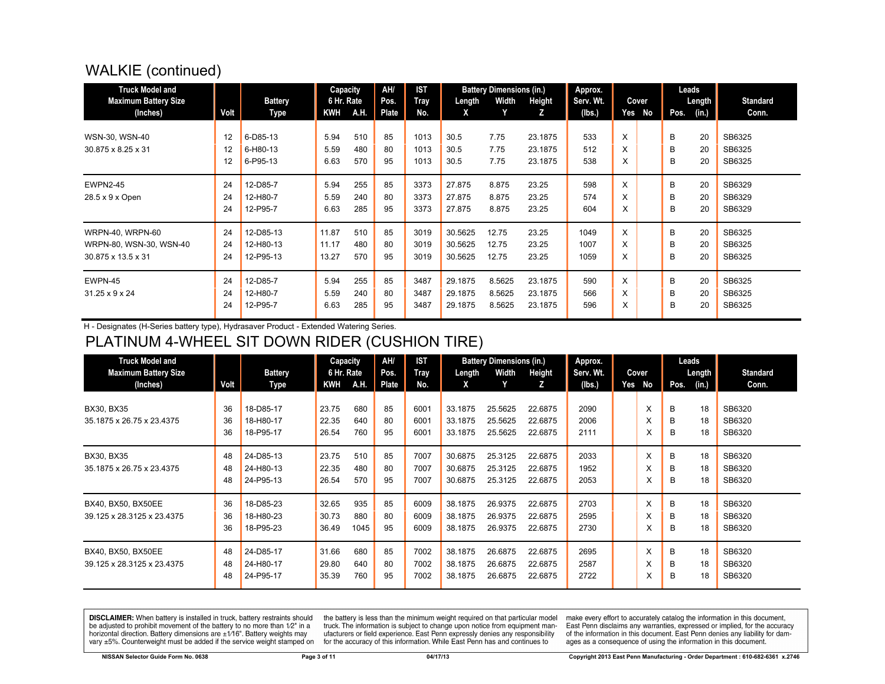## WALKIE (continued)

| Truck Model and Maximum Battery Size (Inches) | Volt | Battery Type | Capacity 6 Hr. Rate KWH | A.H. | AH/ Pos. Plate | IST Tray No. | Battery Dimensions (in.) Length X | Width Y | Height Z | Approx. Serv. Wt. (lbs.) | Cover Yes | No | Leads Pos. | Length (in.) | Standard Conn. |
|---|---|---|---|---|---|---|---|---|---|---|---|---|---|---|---|
| WSN-30, WSN-40 | 12 | 6-D85-13 | 5.94 | 510 | 85 | 1013 | 30.5 | 7.75 | 23.1875 | 533 | X | | B | 20 | SB6325 |
| 30.875 x 8.25 x 31 | 12 | 6-H80-13 | 5.59 | 480 | 80 | 1013 | 30.5 | 7.75 | 23.1875 | 512 | X | | B | 20 | SB6325 |
| | 12 | 6-P95-13 | 6.63 | 570 | 95 | 1013 | 30.5 | 7.75 | 23.1875 | 538 | X | | B | 20 | SB6325 |
| EWPN2-45 | 24 | 12-D85-7 | 5.94 | 255 | 85 | 3373 | 27.875 | 8.875 | 23.25 | 598 | X | | B | 20 | SB6329 |
| 28.5 x 9 x Open | 24 | 12-H80-7 | 5.59 | 240 | 80 | 3373 | 27.875 | 8.875 | 23.25 | 574 | X | | B | 20 | SB6329 |
| | 24 | 12-P95-7 | 6.63 | 285 | 95 | 3373 | 27.875 | 8.875 | 23.25 | 604 | X | | B | 20 | SB6329 |
| WRPN-40, WRPN-60 | 24 | 12-D85-13 | 11.87 | 510 | 85 | 3019 | 30.5625 | 12.75 | 23.25 | 1049 | X | | B | 20 | SB6325 |
| WRPN-80, WSN-30, WSN-40 | 24 | 12-H80-13 | 11.17 | 480 | 80 | 3019 | 30.5625 | 12.75 | 23.25 | 1007 | X | | B | 20 | SB6325 |
| 30.875 x 13.5 x 31 | 24 | 12-P95-13 | 13.27 | 570 | 95 | 3019 | 30.5625 | 12.75 | 23.25 | 1059 | X | | B | 20 | SB6325 |
| EWPN-45 | 24 | 12-D85-7 | 5.94 | 255 | 85 | 3487 | 29.1875 | 8.5625 | 23.1875 | 590 | X | | B | 20 | SB6325 |
| 31.25 x 9 x 24 | 24 | 12-H80-7 | 5.59 | 240 | 80 | 3487 | 29.1875 | 8.5625 | 23.1875 | 566 | X | | B | 20 | SB6325 |
| | 24 | 12-P95-7 | 6.63 | 285 | 95 | 3487 | 29.1875 | 8.5625 | 23.1875 | 596 | X | | B | 20 | SB6325 |

H - Designates (H-Series battery type), Hydrasaver Product - Extended Watering Series.

## PLATINUM 4-WHEEL SIT DOWN RIDER (CUSHION TIRE)

| Truck Model and Maximum Battery Size (Inches) | Volt | Battery Type | Capacity 6 Hr. Rate KWH | A.H. | AH/ Pos. Plate | IST Tray No. | Battery Dimensions (in.) Length X | Width Y | Height Z | Approx. Serv. Wt. (lbs.) | Cover Yes | No | Leads Pos. | Length (in.) | Standard Conn. |
|---|---|---|---|---|---|---|---|---|---|---|---|---|---|---|---|
| BX30, BX35 | 36 | 18-D85-17 | 23.75 | 680 | 85 | 6001 | 33.1875 | 25.5625 | 22.6875 | 2090 | | X | B | 18 | SB6320 |
| 35.1875 x 26.75 x 23.4375 | 36 | 18-H80-17 | 22.35 | 640 | 80 | 6001 | 33.1875 | 25.5625 | 22.6875 | 2006 | | X | B | 18 | SB6320 |
| | 36 | 18-P95-17 | 26.54 | 760 | 95 | 6001 | 33.1875 | 25.5625 | 22.6875 | 2111 | | X | B | 18 | SB6320 |
| BX30, BX35 | 48 | 24-D85-13 | 23.75 | 510 | 85 | 7007 | 30.6875 | 25.3125 | 22.6875 | 2033 | | X | B | 18 | SB6320 |
| 35.1875 x 26.75 x 23.4375 | 48 | 24-H80-13 | 22.35 | 480 | 80 | 7007 | 30.6875 | 25.3125 | 22.6875 | 1952 | | X | B | 18 | SB6320 |
| | 48 | 24-P95-13 | 26.54 | 570 | 95 | 7007 | 30.6875 | 25.3125 | 22.6875 | 2053 | | X | B | 18 | SB6320 |
| BX40, BX50, BX50EE | 36 | 18-D85-23 | 32.65 | 935 | 85 | 6009 | 38.1875 | 26.9375 | 22.6875 | 2703 | | X | B | 18 | SB6320 |
| 39.125 x 28.3125 x 23.4375 | 36 | 18-H80-23 | 30.73 | 880 | 80 | 6009 | 38.1875 | 26.9375 | 22.6875 | 2595 | | X | B | 18 | SB6320 |
| | 36 | 18-P95-23 | 36.49 | 1045 | 95 | 6009 | 38.1875 | 26.9375 | 22.6875 | 2730 | | X | B | 18 | SB6320 |
| BX40, BX50, BX50EE | 48 | 24-D85-17 | 31.66 | 680 | 85 | 7002 | 38.1875 | 26.6875 | 22.6875 | 2695 | | X | B | 18 | SB6320 |
| 39.125 x 28.3125 x 23.4375 | 48 | 24-H80-17 | 29.80 | 640 | 80 | 7002 | 38.1875 | 26.6875 | 22.6875 | 2587 | | X | B | 18 | SB6320 |
| | 48 | 24-P95-17 | 35.39 | 760 | 95 | 7002 | 38.1875 | 26.6875 | 22.6875 | 2722 | | X | B | 18 | SB6320 |

**DISCLAIMER:** When battery is installed in truck, battery restraints should be adjusted to prohibit movement of the battery to no more than 1⁄2" in a horizontal direction. Battery dimensions are ±1⁄16". Battery weights may vary ±5%. Counterweight must be added if the service weight stamped on the battery is less than the minimum weight required on that particular model truck. The information is subject to change upon notice from equipment manufacturers or field experience. East Penn expressly denies any responsibility for the accuracy of this information. While East Penn has and continues to make every effort to accurately catalog the information in this document, East Penn disclaims any warranties, expressed or implied, for the accuracy of the information in this document. East Penn denies any liability for damages as a consequence of using the information in this document.

NISSAN Selector Guide Form No. 0638 — 04/17/13 — Copyright 2013 East Penn Manufacturing - Order Department : 610-682-6361 x.2746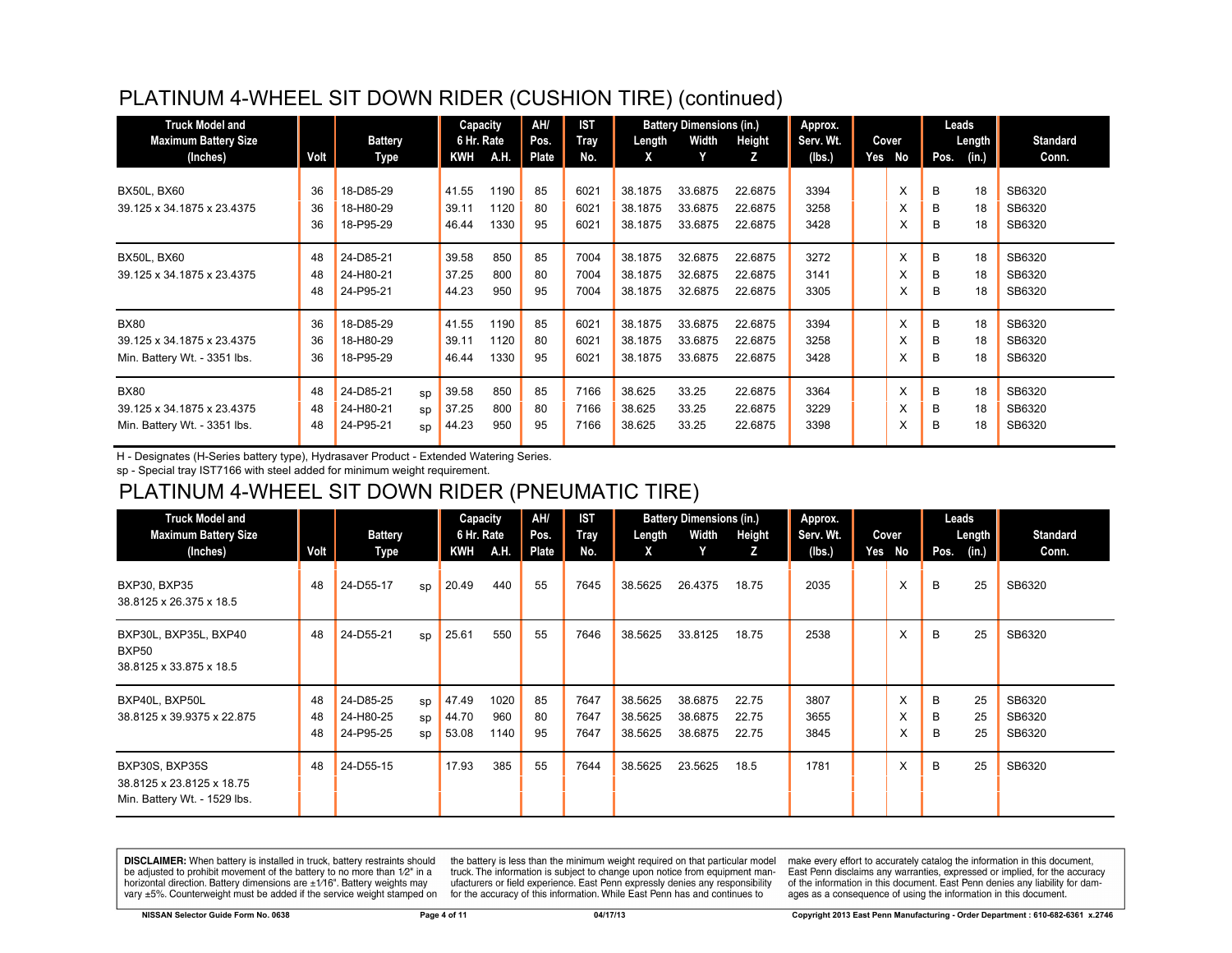# PLATINUM 4-WHEEL SIT DOWN RIDER (CUSHION TIRE) (continued)

| Truck Model and Maximum Battery Size (Inches) | Volt | Battery Type | | Capacity 6 Hr. Rate | | AH/ Pos. Plate | IST Tray No. | Battery Dimensions (in.) | | | Approx. Serv. Wt. (lbs.) | Cover | | Leads | | Standard Conn. |
|---|---|---|---|---|---|---|---|---|---|---|---|---|---|---|---|---|
| | | | | KWH | A.H. | | | Length X | Width Y | Height Z | | Yes | No | Pos. | Length (in.) | |
| BX50L, BX60 | 36 | 18-D85-29 | | 41.55 | 1190 | 85 | 6021 | 38.1875 | 33.6875 | 22.6875 | 3394 | | X | B | 18 | SB6320 |
| 39.125 x 34.1875 x 23.4375 | 36 | 18-H80-29 | | 39.11 | 1120 | 80 | 6021 | 38.1875 | 33.6875 | 22.6875 | 3258 | | X | B | 18 | SB6320 |
| | 36 | 18-P95-29 | | 46.44 | 1330 | 95 | 6021 | 38.1875 | 33.6875 | 22.6875 | 3428 | | X | B | 18 | SB6320 |
| BX50L, BX60 | 48 | 24-D85-21 | | 39.58 | 850 | 85 | 7004 | 38.1875 | 32.6875 | 22.6875 | 3272 | | X | B | 18 | SB6320 |
| 39.125 x 34.1875 x 23.4375 | 48 | 24-H80-21 | | 37.25 | 800 | 80 | 7004 | 38.1875 | 32.6875 | 22.6875 | 3141 | | X | B | 18 | SB6320 |
| | 48 | 24-P95-21 | | 44.23 | 950 | 95 | 7004 | 38.1875 | 32.6875 | 22.6875 | 3305 | | X | B | 18 | SB6320 |
| BX80 | 36 | 18-D85-29 | | 41.55 | 1190 | 85 | 6021 | 38.1875 | 33.6875 | 22.6875 | 3394 | | X | B | 18 | SB6320 |
| 39.125 x 34.1875 x 23.4375 | 36 | 18-H80-29 | | 39.11 | 1120 | 80 | 6021 | 38.1875 | 33.6875 | 22.6875 | 3258 | | X | B | 18 | SB6320 |
| Min. Battery Wt. - 3351 lbs. | 36 | 18-P95-29 | | 46.44 | 1330 | 95 | 6021 | 38.1875 | 33.6875 | 22.6875 | 3428 | | X | B | 18 | SB6320 |
| BX80 | 48 | 24-D85-21 | sp | 39.58 | 850 | 85 | 7166 | 38.625 | 33.25 | 22.6875 | 3364 | | X | B | 18 | SB6320 |
| 39.125 x 34.1875 x 23.4375 | 48 | 24-H80-21 | sp | 37.25 | 800 | 80 | 7166 | 38.625 | 33.25 | 22.6875 | 3229 | | X | B | 18 | SB6320 |
| Min. Battery Wt. - 3351 lbs. | 48 | 24-P95-21 | sp | 44.23 | 950 | 95 | 7166 | 38.625 | 33.25 | 22.6875 | 3398 | | X | B | 18 | SB6320 |

H - Designates (H-Series battery type), Hydrasaver Product - Extended Watering Series.
sp - Special tray IST7166 with steel added for minimum weight requirement.

# PLATINUM 4-WHEEL SIT DOWN RIDER (PNEUMATIC TIRE)

| Truck Model and Maximum Battery Size (Inches) | Volt | Battery Type | | Capacity 6 Hr. Rate | | AH/ Pos. Plate | IST Tray No. | Battery Dimensions (in.) | | | Approx. Serv. Wt. (lbs.) | Cover | | Leads | | Standard Conn. |
|---|---|---|---|---|---|---|---|---|---|---|---|---|---|---|---|---|
| | | | | KWH | A.H. | | | Length X | Width Y | Height Z | | Yes | No | Pos. | Length (in.) | |
| BXP30, BXP35 38.8125 x 26.375 x 18.5 | 48 | 24-D55-17 | sp | 20.49 | 440 | 55 | 7645 | 38.5625 | 26.4375 | 18.75 | 2035 | | X | B | 25 | SB6320 |
| BXP30L, BXP35L, BXP40 BXP50 38.8125 x 33.875 x 18.5 | 48 | 24-D55-21 | sp | 25.61 | 550 | 55 | 7646 | 38.5625 | 33.8125 | 18.75 | 2538 | | X | B | 25 | SB6320 |
| BXP40L, BXP50L | 48 | 24-D85-25 | sp | 47.49 | 1020 | 85 | 7647 | 38.5625 | 38.6875 | 22.75 | 3807 | | X | B | 25 | SB6320 |
| 38.8125 x 39.9375 x 22.875 | 48 | 24-H80-25 | sp | 44.70 | 960 | 80 | 7647 | 38.5625 | 38.6875 | 22.75 | 3655 | | X | B | 25 | SB6320 |
| | 48 | 24-P95-25 | sp | 53.08 | 1140 | 95 | 7647 | 38.5625 | 38.6875 | 22.75 | 3845 | | X | B | 25 | SB6320 |
| BXP30S, BXP35S 38.8125 x 23.8125 x 18.75 Min. Battery Wt. - 1529 lbs. | 48 | 24-D55-15 | | 17.93 | 385 | 55 | 7644 | 38.5625 | 23.5625 | 18.5 | 1781 | | X | B | 25 | SB6320 |

**DISCLAIMER:** When battery is installed in truck, battery restraints should be adjusted to prohibit movement of the battery to no more than 1⁄2" in a horizontal direction. Battery dimensions are ±1⁄16". Battery weights may vary ±5%. Counterweight must be added if the service weight stamped on the battery is less than the minimum weight required on that particular model truck. The information is subject to change upon notice from equipment manufacturers or field experience. East Penn expressly denies any responsibility for the accuracy of this information. While East Penn has and continues to make every effort to accurately catalog the information in this document, East Penn disclaims any warranties, expressed or implied, for the accuracy of the information in this document. East Penn denies any liability for damages as a consequence of using the information in this document.

NISSAN Selector Guide Form No. 0638 — 04/17/13 — Copyright 2013 East Penn Manufacturing - Order Department : 610-682-6361 x.2746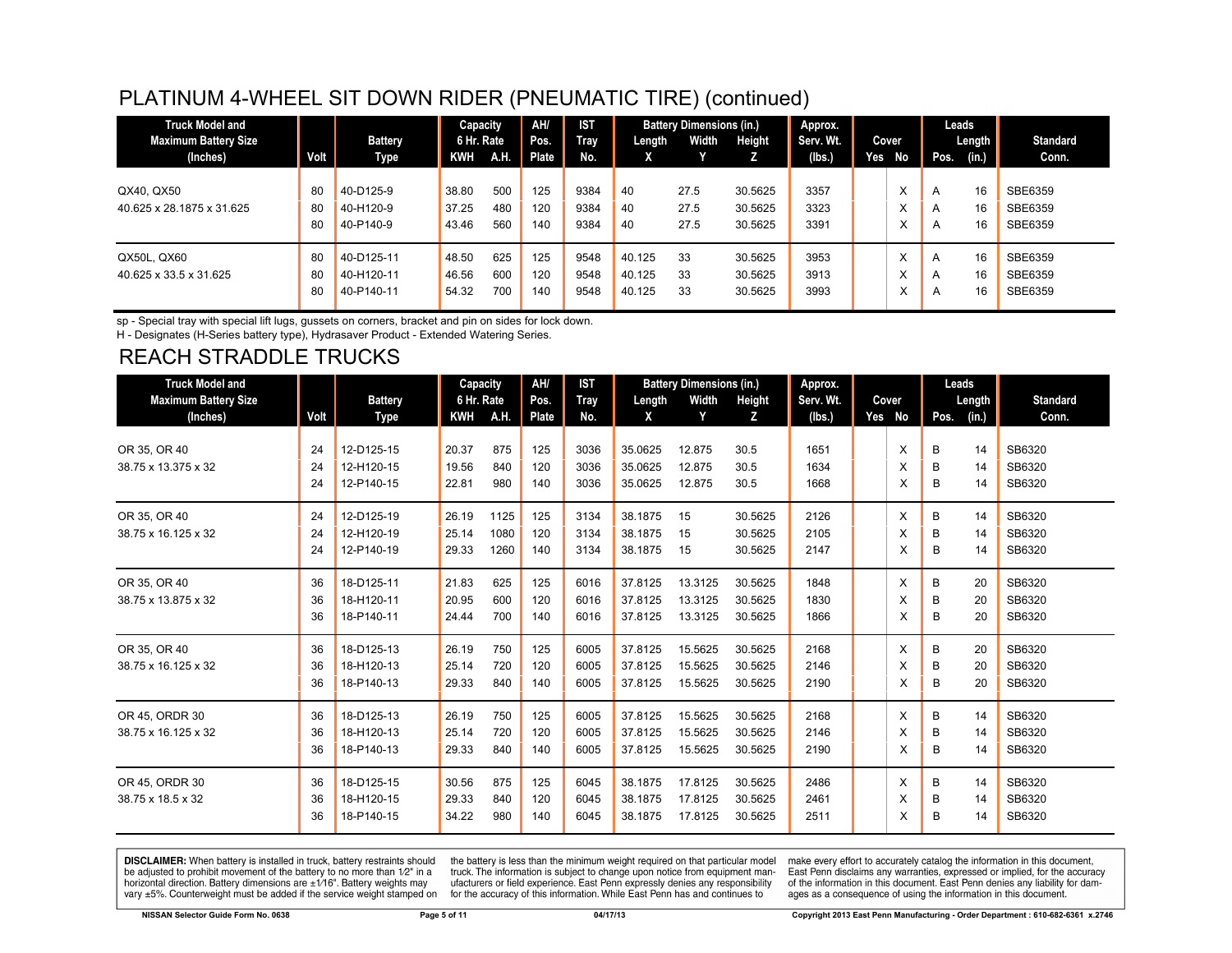## PLATINUM 4-WHEEL SIT DOWN RIDER (PNEUMATIC TIRE) (continued)

| Truck Model and Maximum Battery Size (Inches) | Volt | Battery Type | Capacity 6 Hr. Rate KWH | A.H. | AH/ Pos. Plate | IST Tray No. | Battery Dimensions (in.) Length X | Width Y | Height Z | Approx. Serv. Wt. (lbs.) | Cover Yes | No | Leads Pos. | Length (in.) | Standard Conn. |
|---|---|---|---|---|---|---|---|---|---|---|---|---|---|---|---|
| QX40, QX50 | 80 | 40-D125-9 | 38.80 | 500 | 125 | 9384 | 40 | 27.5 | 30.5625 | 3357 | | X | A | 16 | SBE6359 |
| 40.625 x 28.1875 x 31.625 | 80 | 40-H120-9 | 37.25 | 480 | 120 | 9384 | 40 | 27.5 | 30.5625 | 3323 | | X | A | 16 | SBE6359 |
| | 80 | 40-P140-9 | 43.46 | 560 | 140 | 9384 | 40 | 27.5 | 30.5625 | 3391 | | X | A | 16 | SBE6359 |
| QX50L, QX60 | 80 | 40-D125-11 | 48.50 | 625 | 125 | 9548 | 40.125 | 33 | 30.5625 | 3953 | | X | A | 16 | SBE6359 |
| 40.625 x 33.5 x 31.625 | 80 | 40-H120-11 | 46.56 | 600 | 120 | 9548 | 40.125 | 33 | 30.5625 | 3913 | | X | A | 16 | SBE6359 |
| | 80 | 40-P140-11 | 54.32 | 700 | 140 | 9548 | 40.125 | 33 | 30.5625 | 3993 | | X | A | 16 | SBE6359 |

sp - Special tray with special lift lugs, gussets on corners, bracket and pin on sides for lock down.
H - Designates (H-Series battery type), Hydrasaver Product - Extended Watering Series.

## REACH STRADDLE TRUCKS

| Truck Model and Maximum Battery Size (Inches) | Volt | Battery Type | Capacity 6 Hr. Rate KWH | A.H. | AH/ Pos. Plate | IST Tray No. | Battery Dimensions (in.) Length X | Width Y | Height Z | Approx. Serv. Wt. (lbs.) | Cover Yes | No | Leads Pos. | Length (in.) | Standard Conn. |
|---|---|---|---|---|---|---|---|---|---|---|---|---|---|---|---|
| OR 35, OR 40 | 24 | 12-D125-15 | 20.37 | 875 | 125 | 3036 | 35.0625 | 12.875 | 30.5 | 1651 | | X | B | 14 | SB6320 |
| 38.75 x 13.375 x 32 | 24 | 12-H120-15 | 19.56 | 840 | 120 | 3036 | 35.0625 | 12.875 | 30.5 | 1634 | | X | B | 14 | SB6320 |
| | 24 | 12-P140-15 | 22.81 | 980 | 140 | 3036 | 35.0625 | 12.875 | 30.5 | 1668 | | X | B | 14 | SB6320 |
| OR 35, OR 40 | 24 | 12-D125-19 | 26.19 | 1125 | 125 | 3134 | 38.1875 | 15 | 30.5625 | 2126 | | X | B | 14 | SB6320 |
| 38.75 x 16.125 x 32 | 24 | 12-H120-19 | 25.14 | 1080 | 120 | 3134 | 38.1875 | 15 | 30.5625 | 2105 | | X | B | 14 | SB6320 |
| | 24 | 12-P140-19 | 29.33 | 1260 | 140 | 3134 | 38.1875 | 15 | 30.5625 | 2147 | | X | B | 14 | SB6320 |
| OR 35, OR 40 | 36 | 18-D125-11 | 21.83 | 625 | 125 | 6016 | 37.8125 | 13.3125 | 30.5625 | 1848 | | X | B | 20 | SB6320 |
| 38.75 x 13.875 x 32 | 36 | 18-H120-11 | 20.95 | 600 | 120 | 6016 | 37.8125 | 13.3125 | 30.5625 | 1830 | | X | B | 20 | SB6320 |
| | 36 | 18-P140-11 | 24.44 | 700 | 140 | 6016 | 37.8125 | 13.3125 | 30.5625 | 1866 | | X | B | 20 | SB6320 |
| OR 35, OR 40 | 36 | 18-D125-13 | 26.19 | 750 | 125 | 6005 | 37.8125 | 15.5625 | 30.5625 | 2168 | | X | B | 20 | SB6320 |
| 38.75 x 16.125 x 32 | 36 | 18-H120-13 | 25.14 | 720 | 120 | 6005 | 37.8125 | 15.5625 | 30.5625 | 2146 | | X | B | 20 | SB6320 |
| | 36 | 18-P140-13 | 29.33 | 840 | 140 | 6005 | 37.8125 | 15.5625 | 30.5625 | 2190 | | X | B | 20 | SB6320 |
| OR 45, ORDR 30 | 36 | 18-D125-13 | 26.19 | 750 | 125 | 6005 | 37.8125 | 15.5625 | 30.5625 | 2168 | | X | B | 14 | SB6320 |
| 38.75 x 16.125 x 32 | 36 | 18-H120-13 | 25.14 | 720 | 120 | 6005 | 37.8125 | 15.5625 | 30.5625 | 2146 | | X | B | 14 | SB6320 |
| | 36 | 18-P140-13 | 29.33 | 840 | 140 | 6005 | 37.8125 | 15.5625 | 30.5625 | 2190 | | X | B | 14 | SB6320 |
| OR 45, ORDR 30 | 36 | 18-D125-15 | 30.56 | 875 | 125 | 6045 | 38.1875 | 17.8125 | 30.5625 | 2486 | | X | B | 14 | SB6320 |
| 38.75 x 18.5 x 32 | 36 | 18-H120-15 | 29.33 | 840 | 120 | 6045 | 38.1875 | 17.8125 | 30.5625 | 2461 | | X | B | 14 | SB6320 |
| | 36 | 18-P140-15 | 34.22 | 980 | 140 | 6045 | 38.1875 | 17.8125 | 30.5625 | 2511 | | X | B | 14 | SB6320 |

**DISCLAIMER:** When battery is installed in truck, battery restraints should be adjusted to prohibit movement of the battery to no more than 1⁄2" in a horizontal direction. Battery dimensions are ±1⁄16". Battery weights may vary ±5%. Counterweight must be added if the service weight stamped on the battery is less than the minimum weight required on that particular model truck. The information is subject to change upon notice from equipment manufacturers or field experience. East Penn expressly denies any responsibility for the accuracy of this information. While East Penn has and continues to make every effort to accurately catalog the information in this document, East Penn disclaims any warranties, expressed or implied, for the accuracy of the information in this document. East Penn denies any liability for damages as a consequence of using the information in this document.

NISSAN Selector Guide Form No. 0638 — 04/17/13 — Copyright 2013 East Penn Manufacturing - Order Department : 610-682-6361 x.2746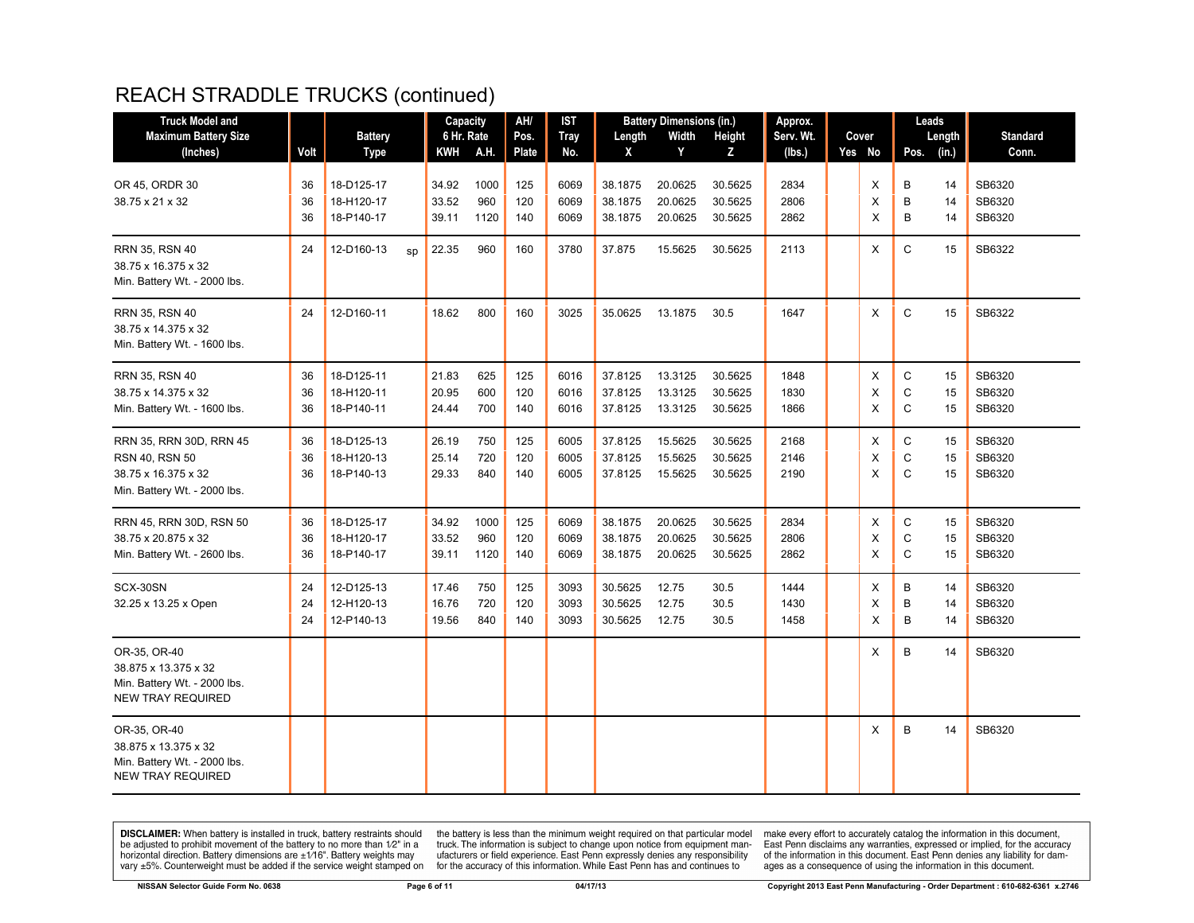# REACH STRADDLE TRUCKS (continued)

| Truck Model and Maximum Battery Size (Inches) | Volt | Battery Type | | Capacity 6 Hr. Rate | | AH/ Pos. Plate | IST Tray No. | Battery Dimensions (in.) | | | Approx. Serv. Wt. (lbs.) | Cover | | Leads | | Standard Conn. |
|---|---|---|---|---|---|---|---|---|---|---|---|---|---|---|---|---|
| | | | | KWH | A.H. | | | Length X | Width Y | Height Z | | Yes | No | Pos. | Length (in.) | |
| OR 45, ORDR 30 | 36 | 18-D125-17 | | 34.92 | 1000 | 125 | 6069 | 38.1875 | 20.0625 | 30.5625 | 2834 | | X | B | 14 | SB6320 |
| 38.75 x 21 x 32 | 36 | 18-H120-17 | | 33.52 | 960 | 120 | 6069 | 38.1875 | 20.0625 | 30.5625 | 2806 | | X | B | 14 | SB6320 |
| | 36 | 18-P140-17 | | 39.11 | 1120 | 140 | 6069 | 38.1875 | 20.0625 | 30.5625 | 2862 | | X | B | 14 | SB6320 |
| RRN 35, RSN 40<br>38.75 x 16.375 x 32<br>Min. Battery Wt. - 2000 lbs. | 24 | 12-D160-13 | sp | 22.35 | 960 | 160 | 3780 | 37.875 | 15.5625 | 30.5625 | 2113 | | X | C | 15 | SB6322 |
| RRN 35, RSN 40<br>38.75 x 14.375 x 32<br>Min. Battery Wt. - 1600 lbs. | 24 | 12-D160-11 | | 18.62 | 800 | 160 | 3025 | 35.0625 | 13.1875 | 30.5 | 1647 | | X | C | 15 | SB6322 |
| RRN 35, RSN 40 | 36 | 18-D125-11 | | 21.83 | 625 | 125 | 6016 | 37.8125 | 13.3125 | 30.5625 | 1848 | | X | C | 15 | SB6320 |
| 38.75 x 14.375 x 32 | 36 | 18-H120-11 | | 20.95 | 600 | 120 | 6016 | 37.8125 | 13.3125 | 30.5625 | 1830 | | X | C | 15 | SB6320 |
| Min. Battery Wt. - 1600 lbs. | 36 | 18-P140-11 | | 24.44 | 700 | 140 | 6016 | 37.8125 | 13.3125 | 30.5625 | 1866 | | X | C | 15 | SB6320 |
| RRN 35, RRN 30D, RRN 45 | 36 | 18-D125-13 | | 26.19 | 750 | 125 | 6005 | 37.8125 | 15.5625 | 30.5625 | 2168 | | X | C | 15 | SB6320 |
| RSN 40, RSN 50 | 36 | 18-H120-13 | | 25.14 | 720 | 120 | 6005 | 37.8125 | 15.5625 | 30.5625 | 2146 | | X | C | 15 | SB6320 |
| 38.75 x 16.375 x 32<br>Min. Battery Wt. - 2000 lbs. | 36 | 18-P140-13 | | 29.33 | 840 | 140 | 6005 | 37.8125 | 15.5625 | 30.5625 | 2190 | | X | C | 15 | SB6320 |
| RRN 45, RRN 30D, RSN 50 | 36 | 18-D125-17 | | 34.92 | 1000 | 125 | 6069 | 38.1875 | 20.0625 | 30.5625 | 2834 | | X | C | 15 | SB6320 |
| 38.75 x 20.875 x 32 | 36 | 18-H120-17 | | 33.52 | 960 | 120 | 6069 | 38.1875 | 20.0625 | 30.5625 | 2806 | | X | C | 15 | SB6320 |
| Min. Battery Wt. - 2600 lbs. | 36 | 18-P140-17 | | 39.11 | 1120 | 140 | 6069 | 38.1875 | 20.0625 | 30.5625 | 2862 | | X | C | 15 | SB6320 |
| SCX-30SN | 24 | 12-D125-13 | | 17.46 | 750 | 125 | 3093 | 30.5625 | 12.75 | 30.5 | 1444 | | X | B | 14 | SB6320 |
| 32.25 x 13.25 x Open | 24 | 12-H120-13 | | 16.76 | 720 | 120 | 3093 | 30.5625 | 12.75 | 30.5 | 1430 | | X | B | 14 | SB6320 |
| | 24 | 12-P140-13 | | 19.56 | 840 | 140 | 3093 | 30.5625 | 12.75 | 30.5 | 1458 | | X | B | 14 | SB6320 |
| OR-35, OR-40<br>38.875 x 13.375 x 32<br>Min. Battery Wt. - 2000 lbs.<br>NEW TRAY REQUIRED | | | | | | | | | | | | | X | B | 14 | SB6320 |
| OR-35, OR-40<br>38.875 x 13.375 x 32<br>Min. Battery Wt. - 2000 lbs.<br>NEW TRAY REQUIRED | | | | | | | | | | | | | X | B | 14 | SB6320 |

**DISCLAIMER:** When battery is installed in truck, battery restraints should be adjusted to prohibit movement of the battery to no more than 1⁄2" in a horizontal direction. Battery dimensions are ±1⁄16". Battery weights may vary ±5%. Counterweight must be added if the service weight stamped on the battery is less than the minimum weight required on that particular model truck. The information is subject to change upon notice from equipment manufacturers or field experience. East Penn expressly denies any responsibility for the accuracy of this information. While East Penn has and continues to make every effort to accurately catalog the information in this document, East Penn disclaims any warranties, expressed or implied, for the accuracy of the information in this document. East Penn denies any liability for damages as a consequence of using the information in this document.

NISSAN Selector Guide Form No. 0638 | 04/17/13 | Copyright 2013 East Penn Manufacturing - Order Department : 610-682-6361 x.2746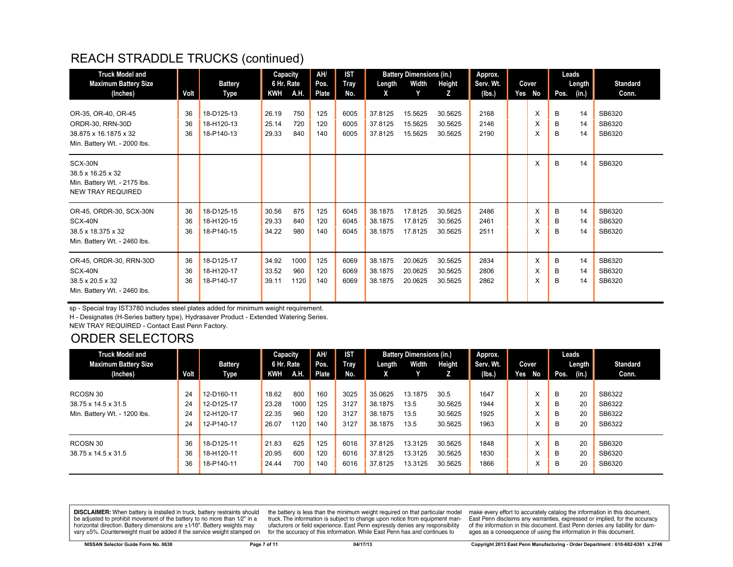# REACH STRADDLE TRUCKS (continued)

| Truck Model and Maximum Battery Size (Inches) | Volt | Battery Type | Capacity 6 Hr. Rate KWH | A.H. | AH/ Pos. Plate | IST Tray No. | Battery Dimensions (in.) Length X | Width Y | Height Z | Approx. Serv. Wt. (lbs.) | Cover Yes | No | Leads Pos. | Length (in.) | Standard Conn. |
|---|---|---|---|---|---|---|---|---|---|---|---|---|---|---|---|
| OR-35, OR-40, OR-45 | 36 | 18-D125-13 | 26.19 | 750 | 125 | 6005 | 37.8125 | 15.5625 | 30.5625 | 2168 | | X | B | 14 | SB6320 |
| ORDR-30, RRN-30D | 36 | 18-H120-13 | 25.14 | 720 | 120 | 6005 | 37.8125 | 15.5625 | 30.5625 | 2146 | | X | B | 14 | SB6320 |
| 38.875 x 16.1875 x 32 | 36 | 18-P140-13 | 29.33 | 840 | 140 | 6005 | 37.8125 | 15.5625 | 30.5625 | 2190 | | X | B | 14 | SB6320 |
| Min. Battery Wt. - 2000 lbs. | | | | | | | | | | | | | | | |
| SCX-30N | | | | | | | | | | | | X | B | 14 | SB6320 |
| 38.5 x 16.25 x 32 | | | | | | | | | | | | | | | |
| Min. Battery Wt. - 2175 lbs. | | | | | | | | | | | | | | | |
| NEW TRAY REQUIRED | | | | | | | | | | | | | | | |
| OR-45, ORDR-30, SCX-30N | 36 | 18-D125-15 | 30.56 | 875 | 125 | 6045 | 38.1875 | 17.8125 | 30.5625 | 2486 | | X | B | 14 | SB6320 |
| SCX-40N | 36 | 18-H120-15 | 29.33 | 840 | 120 | 6045 | 38.1875 | 17.8125 | 30.5625 | 2461 | | X | B | 14 | SB6320 |
| 38.5 x 18.375 x 32 | 36 | 18-P140-15 | 34.22 | 980 | 140 | 6045 | 38.1875 | 17.8125 | 30.5625 | 2511 | | X | B | 14 | SB6320 |
| Min. Battery Wt. - 2460 lbs. | | | | | | | | | | | | | | | |
| OR-45, ORDR-30, RRN-30D | 36 | 18-D125-17 | 34.92 | 1000 | 125 | 6069 | 38.1875 | 20.0625 | 30.5625 | 2834 | | X | B | 14 | SB6320 |
| SCX-40N | 36 | 18-H120-17 | 33.52 | 960 | 120 | 6069 | 38.1875 | 20.0625 | 30.5625 | 2806 | | X | B | 14 | SB6320 |
| 38.5 x 20.5 x 32 | 36 | 18-P140-17 | 39.11 | 1120 | 140 | 6069 | 38.1875 | 20.0625 | 30.5625 | 2862 | | X | B | 14 | SB6320 |
| Min. Battery Wt. - 2460 lbs. | | | | | | | | | | | | | | | |

sp - Special tray IST3780 includes steel plates added for minimum weight requirement.
H - Designates (H-Series battery type), Hydrasaver Product - Extended Watering Series.
NEW TRAY REQUIRED - Contact East Penn Factory.

# ORDER SELECTORS

| Truck Model and Maximum Battery Size (Inches) | Volt | Battery Type | Capacity 6 Hr. Rate KWH | A.H. | AH/ Pos. Plate | IST Tray No. | Battery Dimensions (in.) Length X | Width Y | Height Z | Approx. Serv. Wt. (lbs.) | Cover Yes | No | Leads Pos. | Length (in.) | Standard Conn. |
|---|---|---|---|---|---|---|---|---|---|---|---|---|---|---|---|
| RCOSN 30 | 24 | 12-D160-11 | 18.62 | 800 | 160 | 3025 | 35.0625 | 13.1875 | 30.5 | 1647 | | X | B | 20 | SB6322 |
| 38.75 x 14.5 x 31.5 | 24 | 12-D125-17 | 23.28 | 1000 | 125 | 3127 | 38.1875 | 13.5 | 30.5625 | 1944 | | X | B | 20 | SB6322 |
| Min. Battery Wt. - 1200 lbs. | 24 | 12-H120-17 | 22.35 | 960 | 120 | 3127 | 38.1875 | 13.5 | 30.5625 | 1925 | | X | B | 20 | SB6322 |
| | 24 | 12-P140-17 | 26.07 | 1120 | 140 | 3127 | 38.1875 | 13.5 | 30.5625 | 1963 | | X | B | 20 | SB6322 |
| RCOSN 30 | 36 | 18-D125-11 | 21.83 | 625 | 125 | 6016 | 37.8125 | 13.3125 | 30.5625 | 1848 | | X | B | 20 | SB6320 |
| 38.75 x 14.5 x 31.5 | 36 | 18-H120-11 | 20.95 | 600 | 120 | 6016 | 37.8125 | 13.3125 | 30.5625 | 1830 | | X | B | 20 | SB6320 |
| | 36 | 18-P140-11 | 24.44 | 700 | 140 | 6016 | 37.8125 | 13.3125 | 30.5625 | 1866 | | X | B | 20 | SB6320 |

**DISCLAIMER:** When battery is installed in truck, battery restraints should be adjusted to prohibit movement of the battery to no more than 1⁄2" in a horizontal direction. Battery dimensions are ±1⁄16". Battery weights may vary ±5%. Counterweight must be added if the service weight stamped on the battery is less than the minimum weight required on that particular model truck. The information is subject to change upon notice from equipment manufacturers or field experience. East Penn expressly denies any responsibility for the accuracy of this information. While East Penn has and continues to make every effort to accurately catalog the information in this document, East Penn disclaims any warranties, expressed or implied, for the accuracy of the information in this document. East Penn denies any liability for damages as a consequence of using the information in this document.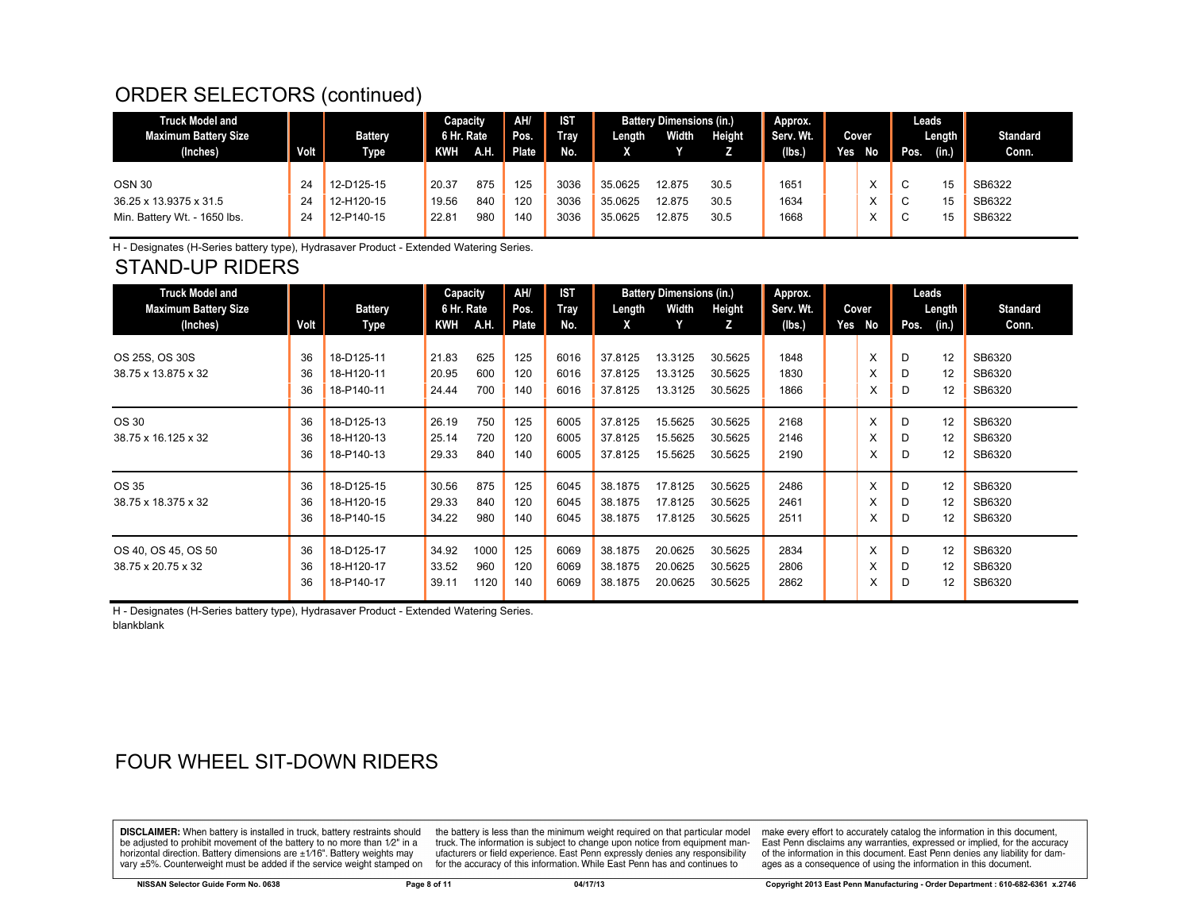## ORDER SELECTORS (continued)

| Truck Model and Maximum Battery Size (Inches) | Volt | Battery Type | Capacity 6 Hr. Rate | | AH/ Pos. Plate | IST Tray No. | Battery Dimensions (in.) | | | Approx. Serv. Wt. (lbs.) | Cover | | Leads | | Standard Conn. |
|---|---|---|---|---|---|---|---|---|---|---|---|---|---|---|---|
| | | | KWH | A.H. | | | Length X | Width Y | Height Z | | Yes | No | Pos. | Length (in.) | |
| OSN 30 | 24 | 12-D125-15 | 20.37 | 875 | 125 | 3036 | 35.0625 | 12.875 | 30.5 | 1651 | | X | C | 15 | SB6322 |
| 36.25 x 13.9375 x 31.5 | 24 | 12-H120-15 | 19.56 | 840 | 120 | 3036 | 35.0625 | 12.875 | 30.5 | 1634 | | X | C | 15 | SB6322 |
| Min. Battery Wt. - 1650 lbs. | 24 | 12-P140-15 | 22.81 | 980 | 140 | 3036 | 35.0625 | 12.875 | 30.5 | 1668 | | X | C | 15 | SB6322 |

H - Designates (H-Series battery type), Hydrasaver Product - Extended Watering Series.

## STAND-UP RIDERS

| Truck Model and Maximum Battery Size (Inches) | Volt | Battery Type | Capacity 6 Hr. Rate | | AH/ Pos. Plate | IST Tray No. | Battery Dimensions (in.) | | | Approx. Serv. Wt. (lbs.) | Cover | | Leads | | Standard Conn. |
|---|---|---|---|---|---|---|---|---|---|---|---|---|---|---|---|
| | | | KWH | A.H. | | | Length X | Width Y | Height Z | | Yes | No | Pos. | Length (in.) | |
| OS 25S, OS 30S | 36 | 18-D125-11 | 21.83 | 625 | 125 | 6016 | 37.8125 | 13.3125 | 30.5625 | 1848 | | X | D | 12 | SB6320 |
| 38.75 x 13.875 x 32 | 36 | 18-H120-11 | 20.95 | 600 | 120 | 6016 | 37.8125 | 13.3125 | 30.5625 | 1830 | | X | D | 12 | SB6320 |
| | 36 | 18-P140-11 | 24.44 | 700 | 140 | 6016 | 37.8125 | 13.3125 | 30.5625 | 1866 | | X | D | 12 | SB6320 |
| OS 30 | 36 | 18-D125-13 | 26.19 | 750 | 125 | 6005 | 37.8125 | 15.5625 | 30.5625 | 2168 | | X | D | 12 | SB6320 |
| 38.75 x 16.125 x 32 | 36 | 18-H120-13 | 25.14 | 720 | 120 | 6005 | 37.8125 | 15.5625 | 30.5625 | 2146 | | X | D | 12 | SB6320 |
| | 36 | 18-P140-13 | 29.33 | 840 | 140 | 6005 | 37.8125 | 15.5625 | 30.5625 | 2190 | | X | D | 12 | SB6320 |
| OS 35 | 36 | 18-D125-15 | 30.56 | 875 | 125 | 6045 | 38.1875 | 17.8125 | 30.5625 | 2486 | | X | D | 12 | SB6320 |
| 38.75 x 18.375 x 32 | 36 | 18-H120-15 | 29.33 | 840 | 120 | 6045 | 38.1875 | 17.8125 | 30.5625 | 2461 | | X | D | 12 | SB6320 |
| | 36 | 18-P140-15 | 34.22 | 980 | 140 | 6045 | 38.1875 | 17.8125 | 30.5625 | 2511 | | X | D | 12 | SB6320 |
| OS 40, OS 45, OS 50 | 36 | 18-D125-17 | 34.92 | 1000 | 125 | 6069 | 38.1875 | 20.0625 | 30.5625 | 2834 | | X | D | 12 | SB6320 |
| 38.75 x 20.75 x 32 | 36 | 18-H120-17 | 33.52 | 960 | 120 | 6069 | 38.1875 | 20.0625 | 30.5625 | 2806 | | X | D | 12 | SB6320 |
| | 36 | 18-P140-17 | 39.11 | 1120 | 140 | 6069 | 38.1875 | 20.0625 | 30.5625 | 2862 | | X | D | 12 | SB6320 |

H - Designates (H-Series battery type), Hydrasaver Product - Extended Watering Series.
blankblank

## FOUR WHEEL SIT-DOWN RIDERS

**DISCLAIMER:** When battery is installed in truck, battery restraints should be adjusted to prohibit movement of the battery to no more than 1⁄2" in a horizontal direction. Battery dimensions are ±1⁄16". Battery weights may vary ±5%. Counterweight must be added if the service weight stamped on the battery is less than the minimum weight required on that particular model truck. The information is subject to change upon notice from equipment manufacturers or field experience. East Penn expressly denies any responsibility for the accuracy of this information. While East Penn has and continues to make every effort to accurately catalog the information in this document, East Penn disclaims any warranties, expressed or implied, for the accuracy of the information in this document. East Penn denies any liability for damages as a consequence of using the information in this document.

NISSAN Selector Guide Form No. 0638 | 04/17/13 | Copyright 2013 East Penn Manufacturing - Order Department : 610-682-6361 x.2746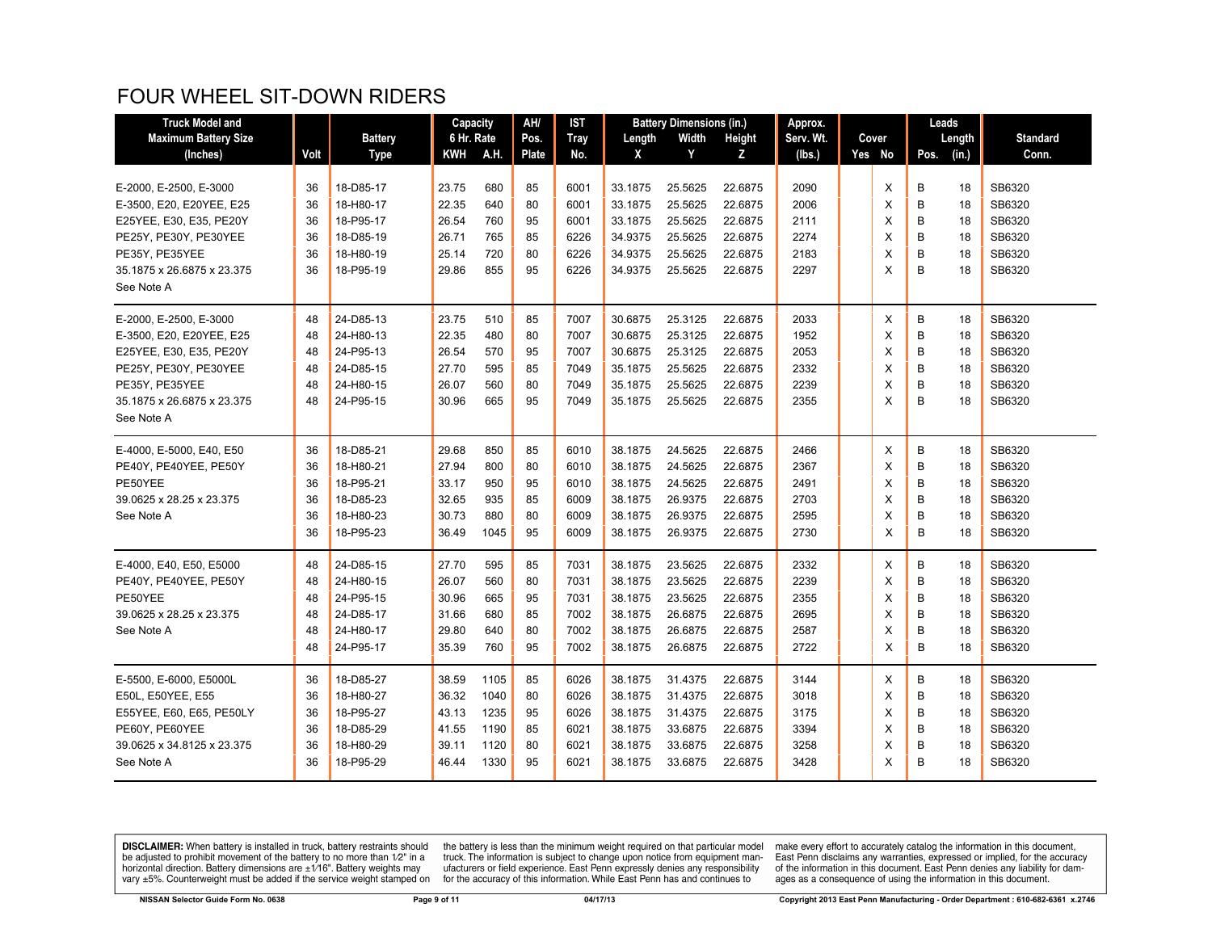# FOUR WHEEL SIT-DOWN RIDERS

| Truck Model and Maximum Battery Size (Inches) | Volt | Battery Type | Capacity 6 Hr. Rate KWH | A.H. | AH/ Pos. Plate | IST Tray No. | Battery Dimensions (in.) Length X | Width Y | Height Z | Approx. Serv. Wt. (lbs.) | Cover Yes | No | Leads Pos. | Length (in.) | Standard Conn. |
|---|---|---|---|---|---|---|---|---|---|---|---|---|---|---|---|
| E-2000, E-2500, E-3000 | 36 | 18-D85-17 | 23.75 | 680 | 85 | 6001 | 33.1875 | 25.5625 | 22.6875 | 2090 | | X | B | 18 | SB6320 |
| E-3500, E20, E20YEE, E25 | 36 | 18-H80-17 | 22.35 | 640 | 80 | 6001 | 33.1875 | 25.5625 | 22.6875 | 2006 | | X | B | 18 | SB6320 |
| E25YEE, E30, E35, PE20Y | 36 | 18-P95-17 | 26.54 | 760 | 95 | 6001 | 33.1875 | 25.5625 | 22.6875 | 2111 | | X | B | 18 | SB6320 |
| PE25Y, PE30Y, PE30YEE | 36 | 18-D85-19 | 26.71 | 765 | 85 | 6226 | 34.9375 | 25.5625 | 22.6875 | 2274 | | X | B | 18 | SB6320 |
| PE35Y, PE35YEE | 36 | 18-H80-19 | 25.14 | 720 | 80 | 6226 | 34.9375 | 25.5625 | 22.6875 | 2183 | | X | B | 18 | SB6320 |
| 35.1875 x 26.6875 x 23.375 | 36 | 18-P95-19 | 29.86 | 855 | 95 | 6226 | 34.9375 | 25.5625 | 22.6875 | 2297 | | X | B | 18 | SB6320 |
| See Note A | | | | | | | | | | | | | | | |
| E-2000, E-2500, E-3000 | 48 | 24-D85-13 | 23.75 | 510 | 85 | 7007 | 30.6875 | 25.3125 | 22.6875 | 2033 | | X | B | 18 | SB6320 |
| E-3500, E20, E20YEE, E25 | 48 | 24-H80-13 | 22.35 | 480 | 80 | 7007 | 30.6875 | 25.3125 | 22.6875 | 1952 | | X | B | 18 | SB6320 |
| E25YEE, E30, E35, PE20Y | 48 | 24-P95-13 | 26.54 | 570 | 95 | 7007 | 30.6875 | 25.3125 | 22.6875 | 2053 | | X | B | 18 | SB6320 |
| PE25Y, PE30Y, PE30YEE | 48 | 24-D85-15 | 27.70 | 595 | 85 | 7049 | 35.1875 | 25.5625 | 22.6875 | 2332 | | X | B | 18 | SB6320 |
| PE35Y, PE35YEE | 48 | 24-H80-15 | 26.07 | 560 | 80 | 7049 | 35.1875 | 25.5625 | 22.6875 | 2239 | | X | B | 18 | SB6320 |
| 35.1875 x 26.6875 x 23.375 | 48 | 24-P95-15 | 30.96 | 665 | 95 | 7049 | 35.1875 | 25.5625 | 22.6875 | 2355 | | X | B | 18 | SB6320 |
| See Note A | | | | | | | | | | | | | | | |
| E-4000, E-5000, E40, E50 | 36 | 18-D85-21 | 29.68 | 850 | 85 | 6010 | 38.1875 | 24.5625 | 22.6875 | 2466 | | X | B | 18 | SB6320 |
| PE40Y, PE40YEE, PE50Y | 36 | 18-H80-21 | 27.94 | 800 | 80 | 6010 | 38.1875 | 24.5625 | 22.6875 | 2367 | | X | B | 18 | SB6320 |
| PE50YEE | 36 | 18-P95-21 | 33.17 | 950 | 95 | 6010 | 38.1875 | 24.5625 | 22.6875 | 2491 | | X | B | 18 | SB6320 |
| 39.0625 x 28.25 x 23.375 | 36 | 18-D85-23 | 32.65 | 935 | 85 | 6009 | 38.1875 | 26.9375 | 22.6875 | 2703 | | X | B | 18 | SB6320 |
| See Note A | 36 | 18-H80-23 | 30.73 | 880 | 80 | 6009 | 38.1875 | 26.9375 | 22.6875 | 2595 | | X | B | 18 | SB6320 |
| | 36 | 18-P95-23 | 36.49 | 1045 | 95 | 6009 | 38.1875 | 26.9375 | 22.6875 | 2730 | | X | B | 18 | SB6320 |
| E-4000, E40, E50, E5000 | 48 | 24-D85-15 | 27.70 | 595 | 85 | 7031 | 38.1875 | 23.5625 | 22.6875 | 2332 | | X | B | 18 | SB6320 |
| PE40Y, PE40YEE, PE50Y | 48 | 24-H80-15 | 26.07 | 560 | 80 | 7031 | 38.1875 | 23.5625 | 22.6875 | 2239 | | X | B | 18 | SB6320 |
| PE50YEE | 48 | 24-P95-15 | 30.96 | 665 | 95 | 7031 | 38.1875 | 23.5625 | 22.6875 | 2355 | | X | B | 18 | SB6320 |
| 39.0625 x 28.25 x 23.375 | 48 | 24-D85-17 | 31.66 | 680 | 85 | 7002 | 38.1875 | 26.6875 | 22.6875 | 2695 | | X | B | 18 | SB6320 |
| See Note A | 48 | 24-H80-17 | 29.80 | 640 | 80 | 7002 | 38.1875 | 26.6875 | 22.6875 | 2587 | | X | B | 18 | SB6320 |
| | 48 | 24-P95-17 | 35.39 | 760 | 95 | 7002 | 38.1875 | 26.6875 | 22.6875 | 2722 | | X | B | 18 | SB6320 |
| E-5500, E-6000, E5000L | 36 | 18-D85-27 | 38.59 | 1105 | 85 | 6026 | 38.1875 | 31.4375 | 22.6875 | 3144 | | X | B | 18 | SB6320 |
| E50L, E50YEE, E55 | 36 | 18-H80-27 | 36.32 | 1040 | 80 | 6026 | 38.1875 | 31.4375 | 22.6875 | 3018 | | X | B | 18 | SB6320 |
| E55YEE, E60, E65, PE50LY | 36 | 18-P95-27 | 43.13 | 1235 | 95 | 6026 | 38.1875 | 31.4375 | 22.6875 | 3175 | | X | B | 18 | SB6320 |
| PE60Y, PE60YEE | 36 | 18-D85-29 | 41.55 | 1190 | 85 | 6021 | 38.1875 | 33.6875 | 22.6875 | 3394 | | X | B | 18 | SB6320 |
| 39.0625 x 34.8125 x 23.375 | 36 | 18-H80-29 | 39.11 | 1120 | 80 | 6021 | 38.1875 | 33.6875 | 22.6875 | 3258 | | X | B | 18 | SB6320 |
| See Note A | 36 | 18-P95-29 | 46.44 | 1330 | 95 | 6021 | 38.1875 | 33.6875 | 22.6875 | 3428 | | X | B | 18 | SB6320 |

**DISCLAIMER:** When battery is installed in truck, battery restraints should be adjusted to prohibit movement of the battery to no more than 1⁄2" in a horizontal direction. Battery dimensions are ±1⁄16". Battery weights may vary ±5%. Counterweight must be added if the service weight stamped on the battery is less than the minimum weight required on that particular model truck. The information is subject to change upon notice from equipment manufacturers or field experience. East Penn expressly denies any responsibility for the accuracy of this information. While East Penn has and continues to make every effort to accurately catalog the information in this document, East Penn disclaims any warranties, expressed or implied, for the accuracy of the information in this document. East Penn denies any liability for damages as a consequence of using the information in this document.

NISSAN Selector Guide Form No. 0638 04/17/13 Copyright 2013 East Penn Manufacturing - Order Department : 610-682-6361 x.2746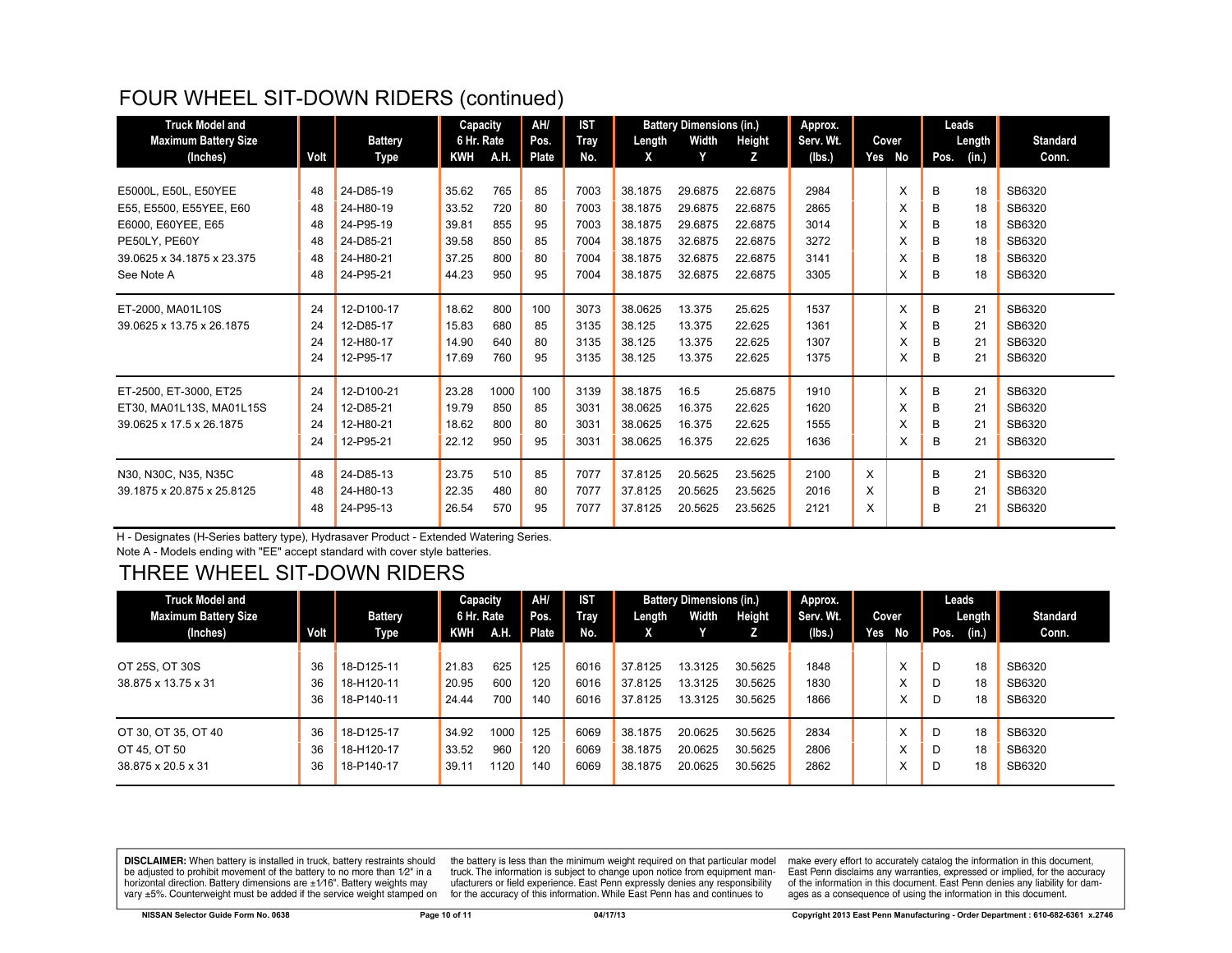## FOUR WHEEL SIT-DOWN RIDERS (continued)

| Truck Model and Maximum Battery Size (Inches) | Volt | Battery Type | Capacity 6 Hr. Rate | | AH/ Pos. Plate | IST Tray No. | Battery Dimensions (in.) | | | Approx. Serv. Wt. (lbs.) | Cover | | Leads | | Standard Conn. |
|---|---|---|---|---|---|---|---|---|---|---|---|---|---|---|---|
| | | | KWH | A.H. | | | Length X | Width Y | Height Z | | Yes | No | Pos. | Length (in.) | |
| E5000L, E50L, E50YEE | 48 | 24-D85-19 | 35.62 | 765 | 85 | 7003 | 38.1875 | 29.6875 | 22.6875 | 2984 | | X | B | 18 | SB6320 |
| E55, E5500, E55YEE, E60 | 48 | 24-H80-19 | 33.52 | 720 | 80 | 7003 | 38.1875 | 29.6875 | 22.6875 | 2865 | | X | B | 18 | SB6320 |
| E6000, E60YEE, E65 | 48 | 24-P95-19 | 39.81 | 855 | 95 | 7003 | 38.1875 | 29.6875 | 22.6875 | 3014 | | X | B | 18 | SB6320 |
| PE50LY, PE60Y | 48 | 24-D85-21 | 39.58 | 850 | 85 | 7004 | 38.1875 | 32.6875 | 22.6875 | 3272 | | X | B | 18 | SB6320 |
| 39.0625 x 34.1875 x 23.375 | 48 | 24-H80-21 | 37.25 | 800 | 80 | 7004 | 38.1875 | 32.6875 | 22.6875 | 3141 | | X | B | 18 | SB6320 |
| See Note A | 48 | 24-P95-21 | 44.23 | 950 | 95 | 7004 | 38.1875 | 32.6875 | 22.6875 | 3305 | | X | B | 18 | SB6320 |
| ET-2000, MA01L10S | 24 | 12-D100-17 | 18.62 | 800 | 100 | 3073 | 38.0625 | 13.375 | 25.625 | 1537 | | X | B | 21 | SB6320 |
| 39.0625 x 13.75 x 26.1875 | 24 | 12-D85-17 | 15.83 | 680 | 85 | 3135 | 38.125 | 13.375 | 22.625 | 1361 | | X | B | 21 | SB6320 |
| | 24 | 12-H80-17 | 14.90 | 640 | 80 | 3135 | 38.125 | 13.375 | 22.625 | 1307 | | X | B | 21 | SB6320 |
| | 24 | 12-P95-17 | 17.69 | 760 | 95 | 3135 | 38.125 | 13.375 | 22.625 | 1375 | | X | B | 21 | SB6320 |
| ET-2500, ET-3000, ET25 | 24 | 12-D100-21 | 23.28 | 1000 | 100 | 3139 | 38.1875 | 16.5 | 25.6875 | 1910 | | X | B | 21 | SB6320 |
| ET30, MA01L13S, MA01L15S | 24 | 12-D85-21 | 19.79 | 850 | 85 | 3031 | 38.0625 | 16.375 | 22.625 | 1620 | | X | B | 21 | SB6320 |
| 39.0625 x 17.5 x 26.1875 | 24 | 12-H80-21 | 18.62 | 800 | 80 | 3031 | 38.0625 | 16.375 | 22.625 | 1555 | | X | B | 21 | SB6320 |
| | 24 | 12-P95-21 | 22.12 | 950 | 95 | 3031 | 38.0625 | 16.375 | 22.625 | 1636 | | X | B | 21 | SB6320 |
| N30, N30C, N35, N35C | 48 | 24-D85-13 | 23.75 | 510 | 85 | 7077 | 37.8125 | 20.5625 | 23.5625 | 2100 | X | | B | 21 | SB6320 |
| 39.1875 x 20.875 x 25.8125 | 48 | 24-H80-13 | 22.35 | 480 | 80 | 7077 | 37.8125 | 20.5625 | 23.5625 | 2016 | X | | B | 21 | SB6320 |
| | 48 | 24-P95-13 | 26.54 | 570 | 95 | 7077 | 37.8125 | 20.5625 | 23.5625 | 2121 | X | | B | 21 | SB6320 |

H - Designates (H-Series battery type), Hydrasaver Product - Extended Watering Series.
Note A - Models ending with "EE" accept standard with cover style batteries.

## THREE WHEEL SIT-DOWN RIDERS

| Truck Model and Maximum Battery Size (Inches) | Volt | Battery Type | Capacity 6 Hr. Rate | | AH/ Pos. Plate | IST Tray No. | Battery Dimensions (in.) | | | Approx. Serv. Wt. (lbs.) | Cover | | Leads | | Standard Conn. |
|---|---|---|---|---|---|---|---|---|---|---|---|---|---|---|---|
| | | | KWH | A.H. | | | Length X | Width Y | Height Z | | Yes | No | Pos. | Length (in.) | |
| OT 25S, OT 30S | 36 | 18-D125-11 | 21.83 | 625 | 125 | 6016 | 37.8125 | 13.3125 | 30.5625 | 1848 | | X | D | 18 | SB6320 |
| 38.875 x 13.75 x 31 | 36 | 18-H120-11 | 20.95 | 600 | 120 | 6016 | 37.8125 | 13.3125 | 30.5625 | 1830 | | X | D | 18 | SB6320 |
| | 36 | 18-P140-11 | 24.44 | 700 | 140 | 6016 | 37.8125 | 13.3125 | 30.5625 | 1866 | | X | D | 18 | SB6320 |
| OT 30, OT 35, OT 40 | 36 | 18-D125-17 | 34.92 | 1000 | 125 | 6069 | 38.1875 | 20.0625 | 30.5625 | 2834 | | X | D | 18 | SB6320 |
| OT 45, OT 50 | 36 | 18-H120-17 | 33.52 | 960 | 120 | 6069 | 38.1875 | 20.0625 | 30.5625 | 2806 | | X | D | 18 | SB6320 |
| 38.875 x 20.5 x 31 | 36 | 18-P140-17 | 39.11 | 1120 | 140 | 6069 | 38.1875 | 20.0625 | 30.5625 | 2862 | | X | D | 18 | SB6320 |

**DISCLAIMER:** When battery is installed in truck, battery restraints should be adjusted to prohibit movement of the battery to no more than 1⁄2" in a horizontal direction. Battery dimensions are ±1⁄16". Battery weights may vary ±5%. Counterweight must be added if the service weight stamped on the battery is less than the minimum weight required on that particular model truck. The information is subject to change upon notice from equipment manufacturers or field experience. East Penn expressly denies any responsibility for the accuracy of this information. While East Penn has and continues to make every effort to accurately catalog the information in this document, East Penn disclaims any warranties, expressed or implied, for the accuracy of the information in this document. East Penn denies any liability for damages as a consequence of using the information in this document.

NISSAN Selector Guide Form No. 0638 04/17/13 Copyright 2013 East Penn Manufacturing - Order Department : 610-682-6361 x.2746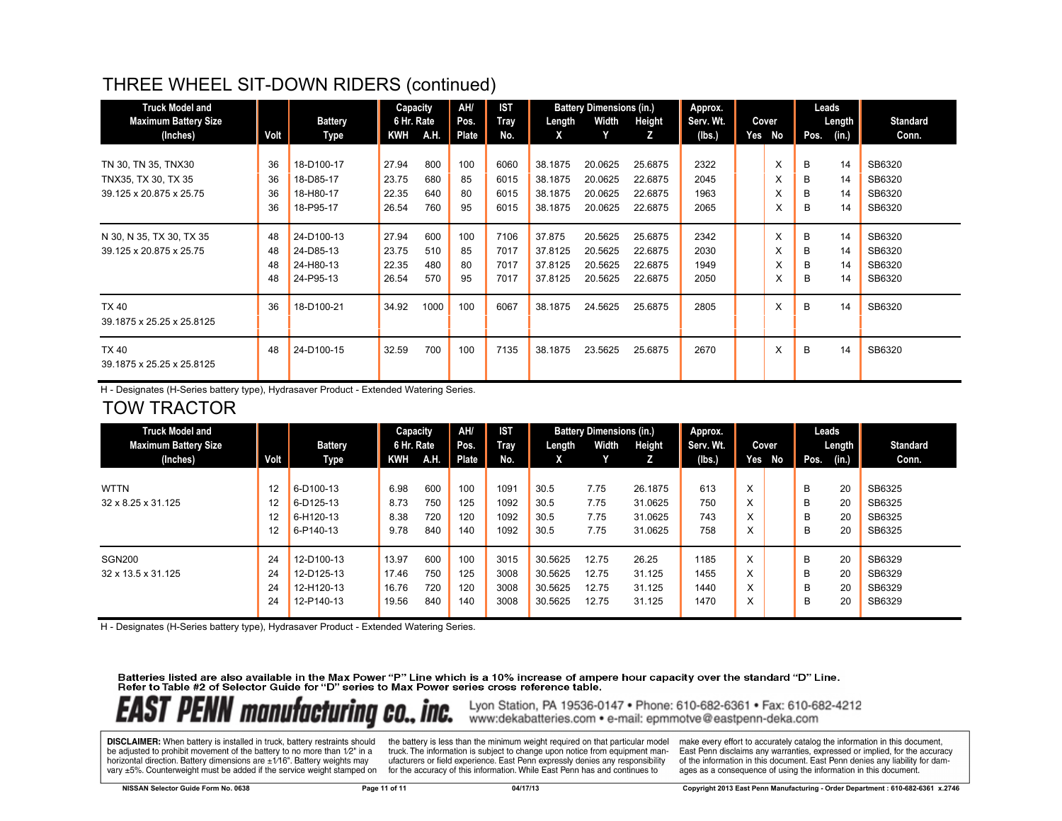## THREE WHEEL SIT-DOWN RIDERS (continued)

| Truck Model and Maximum Battery Size (Inches) | Volt | Battery Type | Capacity 6 Hr. Rate | | AH/ Pos. Plate | IST Tray No. | Battery Dimensions (in.) | | | Approx. Serv. Wt. (lbs.) | Cover | | Leads | | Standard Conn. |
|---|---|---|---|---|---|---|---|---|---|---|---|---|---|---|---|
| | | | KWH | A.H. | | | Length X | Width Y | Height Z | | Yes | No | Pos. | Length (in.) | |
| TN 30, TN 35, TNX30 | 36 | 18-D100-17 | 27.94 | 800 | 100 | 6060 | 38.1875 | 20.0625 | 25.6875 | 2322 | | X | B | 14 | SB6320 |
| TNX35, TX 30, TX 35 | 36 | 18-D85-17 | 23.75 | 680 | 85 | 6015 | 38.1875 | 20.0625 | 22.6875 | 2045 | | X | B | 14 | SB6320 |
| 39.125 x 20.875 x 25.75 | 36 | 18-H80-17 | 22.35 | 640 | 80 | 6015 | 38.1875 | 20.0625 | 22.6875 | 1963 | | X | B | 14 | SB6320 |
| | 36 | 18-P95-17 | 26.54 | 760 | 95 | 6015 | 38.1875 | 20.0625 | 22.6875 | 2065 | | X | B | 14 | SB6320 |
| N 30, N 35, TX 30, TX 35 | 48 | 24-D100-13 | 27.94 | 600 | 100 | 7106 | 37.875 | 20.5625 | 25.6875 | 2342 | | X | B | 14 | SB6320 |
| 39.125 x 20.875 x 25.75 | 48 | 24-D85-13 | 23.75 | 510 | 85 | 7017 | 37.8125 | 20.5625 | 22.6875 | 2030 | | X | B | 14 | SB6320 |
| | 48 | 24-H80-13 | 22.35 | 480 | 80 | 7017 | 37.8125 | 20.5625 | 22.6875 | 1949 | | X | B | 14 | SB6320 |
| | 48 | 24-P95-13 | 26.54 | 570 | 95 | 7017 | 37.8125 | 20.5625 | 22.6875 | 2050 | | X | B | 14 | SB6320 |
| TX 40<br>39.1875 x 25.25 x 25.8125 | 36 | 18-D100-21 | 34.92 | 1000 | 100 | 6067 | 38.1875 | 24.5625 | 25.6875 | 2805 | | X | B | 14 | SB6320 |
| TX 40<br>39.1875 x 25.25 x 25.8125 | 48 | 24-D100-15 | 32.59 | 700 | 100 | 7135 | 38.1875 | 23.5625 | 25.6875 | 2670 | | X | B | 14 | SB6320 |

H - Designates (H-Series battery type), Hydrasaver Product - Extended Watering Series.

## TOW TRACTOR

| Truck Model and Maximum Battery Size (Inches) | Volt | Battery Type | Capacity 6 Hr. Rate | | AH/ Pos. Plate | IST Tray No. | Battery Dimensions (in.) | | | Approx. Serv. Wt. (lbs.) | Cover | | Leads | | Standard Conn. |
|---|---|---|---|---|---|---|---|---|---|---|---|---|---|---|---|
| | | | KWH | A.H. | | | Length X | Width Y | Height Z | | Yes | No | Pos. | Length (in.) | |
| WTTN | 12 | 6-D100-13 | 6.98 | 600 | 100 | 1091 | 30.5 | 7.75 | 26.1875 | 613 | X | | B | 20 | SB6325 |
| 32 x 8.25 x 31.125 | 12 | 6-D125-13 | 8.73 | 750 | 125 | 1092 | 30.5 | 7.75 | 31.0625 | 750 | X | | B | 20 | SB6325 |
| | 12 | 6-H120-13 | 8.38 | 720 | 120 | 1092 | 30.5 | 7.75 | 31.0625 | 743 | X | | B | 20 | SB6325 |
| | 12 | 6-P140-13 | 9.78 | 840 | 140 | 1092 | 30.5 | 7.75 | 31.0625 | 758 | X | | B | 20 | SB6325 |
| SGN200 | 24 | 12-D100-13 | 13.97 | 600 | 100 | 3015 | 30.5625 | 12.75 | 26.25 | 1185 | X | | B | 20 | SB6329 |
| 32 x 13.5 x 31.125 | 24 | 12-D125-13 | 17.46 | 750 | 125 | 3008 | 30.5625 | 12.75 | 31.125 | 1455 | X | | B | 20 | SB6329 |
| | 24 | 12-H120-13 | 16.76 | 720 | 120 | 3008 | 30.5625 | 12.75 | 31.125 | 1440 | X | | B | 20 | SB6329 |
| | 24 | 12-P140-13 | 19.56 | 840 | 140 | 3008 | 30.5625 | 12.75 | 31.125 | 1470 | X | | B | 20 | SB6329 |

H - Designates (H-Series battery type), Hydrasaver Product - Extended Watering Series.

**Batteries listed are also available in the Max Power "P" Line which is a 10% increase of ampere hour capacity over the standard "D" Line. Refer to Table #2 of Selector Guide for "D" series to Max Power series cross reference table.**

**EAST PENN manufacturing co., inc.** Lyon Station, PA 19536-0147 • Phone: 610-682-6361 • Fax: 610-682-4212
www.dekabatteries.com • e-mail: epmmotve@eastpenn-deka.com

**DISCLAIMER:** When battery is installed in truck, battery restraints should be adjusted to prohibit movement of the battery to no more than 1/2" in a horizontal direction. Battery dimensions are ±1/16". Battery weights may vary ±5%. Counterweight must be added if the service weight stamped on the battery is less than the minimum weight required on that particular model truck. The information is subject to change upon notice from equipment manufacturers or field experience. East Penn expressly denies any responsibility for the accuracy of this information. While East Penn has and continues to make every effort to accurately catalog the information in this document, East Penn disclaims any warranties, expressed or implied, for the accuracy of the information in this document. East Penn denies any liability for damages as a consequence of using the information in this document.

NISSAN Selector Guide Form No. 0638 — 04/17/13 — Copyright 2013 East Penn Manufacturing - Order Department : 610-682-6361 x.2746